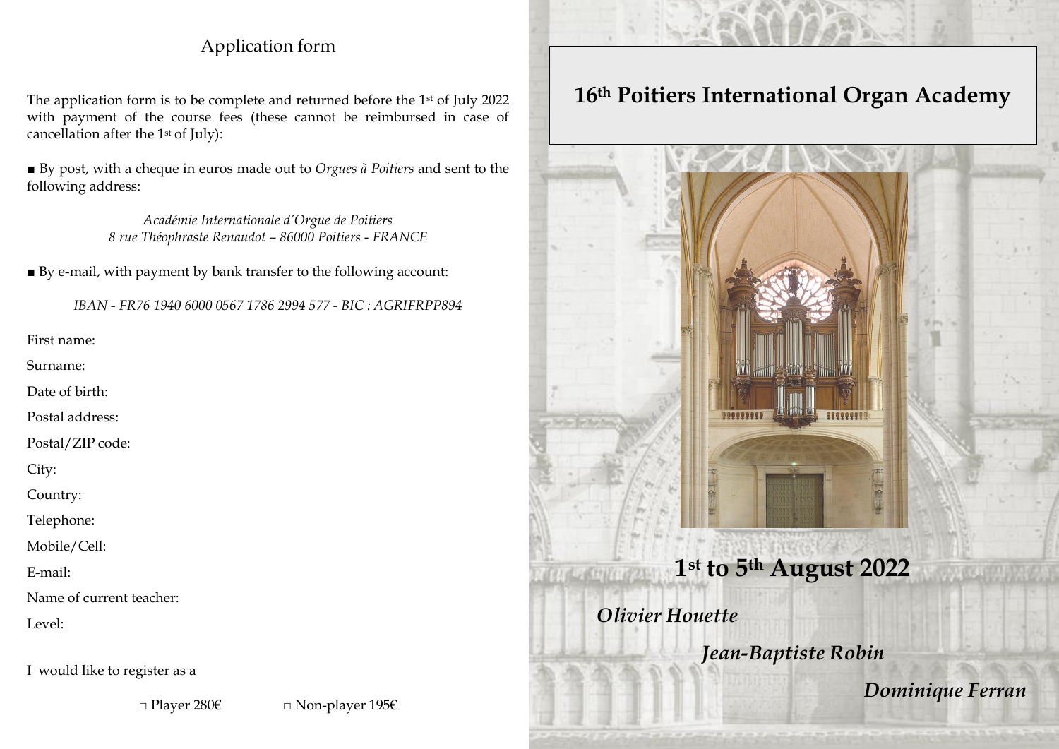## Application form

The application form is to be complete and returned before the 1st of July 2022 with payment of the course fees (these cannot be reimbursed in case of cancellation after the 1st of July):

■ By post, with a cheque in euros made out to *Orgues à Poitiers* and sent to the following address:

*Académie Internationale d'Orgue de Poitiers*
*8 rue Théophraste Renaudot – 86000 Poitiers - FRANCE*

■ By e-mail, with payment by bank transfer to the following account:

*IBAN - FR76 1940 6000 0567 1786 2994 577 - BIC : AGRIFRPP894*

First name:

Surname:

Date of birth:

Postal address:

Postal/ZIP code:

City:

Country:

Telephone:

Mobile/Cell:

E-mail:

Name of current teacher:

Level:

I would like to register as a

□ Player 280€ □ Non-player 195€

# 16th Poitiers International Organ Academy

## 1st to 5th August 2022

***Olivier Houette***

***Jean-Baptiste Robin***

***Dominique Ferran***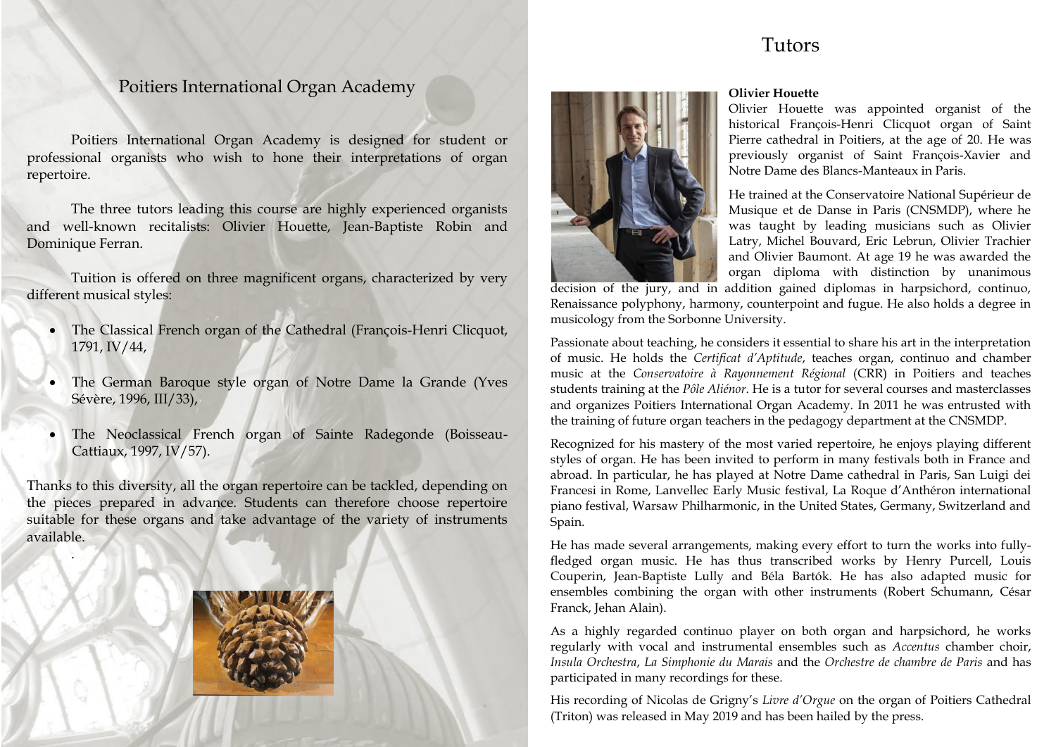## Poitiers International Organ Academy

Poitiers International Organ Academy is designed for student or professional organists who wish to hone their interpretations of organ repertoire.

The three tutors leading this course are highly experienced organists and well-known recitalists: Olivier Houette, Jean-Baptiste Robin and Dominique Ferran.

Tuition is offered on three magnificent organs, characterized by very different musical styles:

- The Classical French organ of the Cathedral (François-Henri Clicquot, 1791, IV/44,
- The German Baroque style organ of Notre Dame la Grande (Yves Sévère, 1996, III/33),
- The Neoclassical French organ of Sainte Radegonde (Boisseau-Cattiaux, 1997, IV/57).

Thanks to this diversity, all the organ repertoire can be tackled, depending on the pieces prepared in advance. Students can therefore choose repertoire suitable for these organs and take advantage of the variety of instruments available.

# Tutors

**Olivier Houette**

Olivier Houette was appointed organist of the historical François-Henri Clicquot organ of Saint Pierre cathedral in Poitiers, at the age of 20. He was previously organist of Saint François-Xavier and Notre Dame des Blancs-Manteaux in Paris.

He trained at the Conservatoire National Supérieur de Musique et de Danse in Paris (CNSMDP), where he was taught by leading musicians such as Olivier Latry, Michel Bouvard, Eric Lebrun, Olivier Trachier and Olivier Baumont. At age 19 he was awarded the organ diploma with distinction by unanimous decision of the jury, and in addition gained diplomas in harpsichord, continuo, Renaissance polyphony, harmony, counterpoint and fugue. He also holds a degree in musicology from the Sorbonne University.

Passionate about teaching, he considers it essential to share his art in the interpretation of music. He holds the *Certificat d'Aptitude*, teaches organ, continuo and chamber music at the *Conservatoire à Rayonnement Régional* (CRR) in Poitiers and teaches students training at the *Pôle Aliénor*. He is a tutor for several courses and masterclasses and organizes Poitiers International Organ Academy. In 2011 he was entrusted with the training of future organ teachers in the pedagogy department at the CNSMDP.

Recognized for his mastery of the most varied repertoire, he enjoys playing different styles of organ. He has been invited to perform in many festivals both in France and abroad. In particular, he has played at Notre Dame cathedral in Paris, San Luigi dei Francesi in Rome, Lanvellec Early Music festival, La Roque d'Anthéron international piano festival, Warsaw Philharmonic, in the United States, Germany, Switzerland and Spain.

He has made several arrangements, making every effort to turn the works into fully-fledged organ music. He has thus transcribed works by Henry Purcell, Louis Couperin, Jean-Baptiste Lully and Béla Bartók. He has also adapted music for ensembles combining the organ with other instruments (Robert Schumann, César Franck, Jehan Alain).

As a highly regarded continuo player on both organ and harpsichord, he works regularly with vocal and instrumental ensembles such as *Accentus* chamber choir, *Insula Orchestra*, *La Simphonie du Marais* and the *Orchestre de chambre de Paris* and has participated in many recordings for these.

His recording of Nicolas de Grigny's *Livre d'Orgue* on the organ of Poitiers Cathedral (Triton) was released in May 2019 and has been hailed by the press.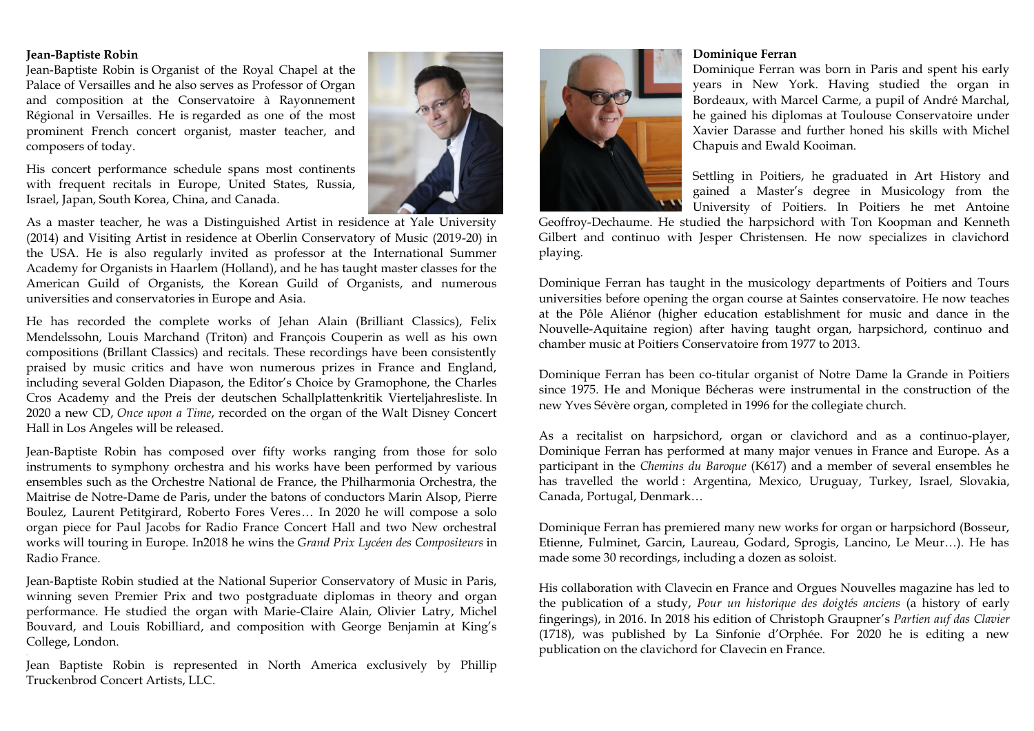**Jean-Baptiste Robin**

Jean-Baptiste Robin is Organist of the Royal Chapel at the Palace of Versailles and he also serves as Professor of Organ and composition at the Conservatoire à Rayonnement Régional in Versailles. He is regarded as one of the most prominent French concert organist, master teacher, and composers of today.

His concert performance schedule spans most continents with frequent recitals in Europe, United States, Russia, Israel, Japan, South Korea, China, and Canada.

As a master teacher, he was a Distinguished Artist in residence at Yale University (2014) and Visiting Artist in residence at Oberlin Conservatory of Music (2019-20) in the USA. He is also regularly invited as professor at the International Summer Academy for Organists in Haarlem (Holland), and he has taught master classes for the American Guild of Organists, the Korean Guild of Organists, and numerous universities and conservatories in Europe and Asia.

He has recorded the complete works of Jehan Alain (Brilliant Classics), Felix Mendelssohn, Louis Marchand (Triton) and François Couperin as well as his own compositions (Brillant Classics) and recitals. These recordings have been consistently praised by music critics and have won numerous prizes in France and England, including several Golden Diapason, the Editor's Choice by Gramophone, the Charles Cros Academy and the Preis der deutschen Schallplattenkritik Vierteljahresliste. In 2020 a new CD, *Once upon a Time*, recorded on the organ of the Walt Disney Concert Hall in Los Angeles will be released.

Jean-Baptiste Robin has composed over fifty works ranging from those for solo instruments to symphony orchestra and his works have been performed by various ensembles such as the Orchestre National de France, the Philharmonia Orchestra, the Maitrise de Notre-Dame de Paris, under the batons of conductors Marin Alsop, Pierre Boulez, Laurent Petitgirard, Roberto Fores Veres… In 2020 he will compose a solo organ piece for Paul Jacobs for Radio France Concert Hall and two New orchestral works will touring in Europe. In2018 he wins the *Grand Prix Lycéen des Compositeurs* in Radio France.

Jean-Baptiste Robin studied at the National Superior Conservatory of Music in Paris, winning seven Premier Prix and two postgraduate diplomas in theory and organ performance. He studied the organ with Marie-Claire Alain, Olivier Latry, Michel Bouvard, and Louis Robilliard, and composition with George Benjamin at King's College, London.

Jean Baptiste Robin is represented in North America exclusively by Phillip Truckenbrod Concert Artists, LLC.

**Dominique Ferran**

Dominique Ferran was born in Paris and spent his early years in New York. Having studied the organ in Bordeaux, with Marcel Carme, a pupil of André Marchal, he gained his diplomas at Toulouse Conservatoire under Xavier Darasse and further honed his skills with Michel Chapuis and Ewald Kooiman.

Settling in Poitiers, he graduated in Art History and gained a Master's degree in Musicology from the University of Poitiers. In Poitiers he met Antoine Geoffroy-Dechaume. He studied the harpsichord with Ton Koopman and Kenneth Gilbert and continuo with Jesper Christensen. He now specializes in clavichord playing.

Dominique Ferran has taught in the musicology departments of Poitiers and Tours universities before opening the organ course at Saintes conservatoire. He now teaches at the Pôle Aliénor (higher education establishment for music and dance in the Nouvelle-Aquitaine region) after having taught organ, harpsichord, continuo and chamber music at Poitiers Conservatoire from 1977 to 2013.

Dominique Ferran has been co-titular organist of Notre Dame la Grande in Poitiers since 1975. He and Monique Bécheras were instrumental in the construction of the new Yves Sévère organ, completed in 1996 for the collegiate church.

As a recitalist on harpsichord, organ or clavichord and as a continuo-player, Dominique Ferran has performed at many major venues in France and Europe. As a participant in the *Chemins du Baroque* (K617) and a member of several ensembles he has travelled the world : Argentina, Mexico, Uruguay, Turkey, Israel, Slovakia, Canada, Portugal, Denmark…

Dominique Ferran has premiered many new works for organ or harpsichord (Bosseur, Etienne, Fulminet, Garcin, Laureau, Godard, Sprogis, Lancino, Le Meur…). He has made some 30 recordings, including a dozen as soloist.

His collaboration with Clavecin en France and Orgues Nouvelles magazine has led to the publication of a study, *Pour un historique des doigtés anciens* (a history of early fingerings), in 2016. In 2018 his edition of Christoph Graupner's *Partien auf das Clavier* (1718), was published by La Sinfonie d'Orphée. For 2020 he is editing a new publication on the clavichord for Clavecin en France.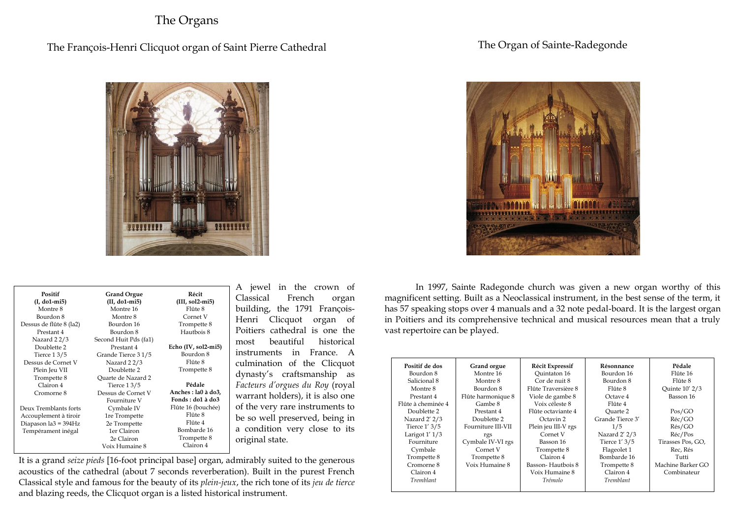# The Organs

## The François-Henri Clicquot organ of Saint Pierre Cathedral

| Positif (I, do1-mi5) | Grand Orgue (II, do1-mi5) | Récit (III, sol2-mi5) |
|---|---|---|
| Montre 8 | Montre 16 | Flûte 8 |
| Bourdon 8 | Montre 8 | Cornet V |
| Dessus de flûte 8 (la2) | Bourdon 16 | Trompette 8 |
| Prestant 4 | Bourdon 8 | Hautbois 8 |
| Nazard 2 2/3 | Second Huit Pds (fa1) | |
| Doublette 2 | Prestant 4 | **Echo (IV, sol2-mi5)** |
| Tierce 1 3/5 | Grande Tierce 3 1/5 | Bourdon 8 |
| Dessus de Cornet V | Nazard 2 2/3 | Flûte 8 |
| Plein Jeu VII | Doublette 2 | Trompette 8 |
| Trompette 8 | Quarte de Nazard 2 | |
| Clairon 4 | Tierce 1 3/5 | **Pédale** |
| Cromorne 8 | Dessus de Cornet V | **Anches : la0 à do3, Fonds : do1 à do3** |
| | Fourniture V | Flûte 16 (bouchée) |
| Deux Tremblants forts | Cymbale IV | Flûte 8 |
| Accouplement à tiroir | 1re Trompette | Flûte 4 |
| Diapason la3 = 394Hz | 2e Trompette | Bombarde 16 |
| Tempérament inégal | 1er Clairon | Trompette 8 |
| | 2e Clairon | Clairon 4 |
| | Voix Humaine 8 | |

A jewel in the crown of Classical French organ building, the 1791 François-Henri Clicquot organ of Poitiers cathedral is one the most beautiful historical instruments in France. A culmination of the Clicquot dynasty's craftsmanship as *Facteurs d'orgues du Roy* (royal warrant holders), it is also one of the very rare instruments to be so well preserved, being in a condition very close to its original state.

It is a grand *seize pieds* [16-foot principal base] organ, admirably suited to the generous acoustics of the cathedral (about 7 seconds reverberation). Built in the purest French Classical style and famous for the beauty of its *plein-jeux*, the rich tone of its *jeu de tierce* and blazing reeds, the Clicquot organ is a listed historical instrument.

## The Organ of Sainte-Radegonde

In 1997, Sainte Radegonde church was given a new organ worthy of this magnificent setting. Built as a Neoclassical instrument, in the best sense of the term, it has 57 speaking stops over 4 manuals and a 32 note pedal-board. It is the largest organ in Poitiers and its comprehensive technical and musical resources mean that a truly vast repertoire can be played.

| Positif de dos | Grand orgue | Récit Expressif | Résonnance | Pédale |
|---|---|---|---|---|
| Bourdon 8 | Montre 16 | Quintaton 16 | Bourdon 16 | Flûte 16 |
| Salicional 8 | Montre 8 | Cor de nuit 8 | Bourdon 8 | Flûte 8 |
| Montre 8 | Bourdon 8 | Flûte Traversière 8 | Flûte 8 | Quinte 10' 2/3 |
| Prestant 4 | Flûte harmonique 8 | Viole de gambe 8 | Octave 4 | Basson 16 |
| Flûte à cheminée 4 | Gambe 8 | Voix céleste 8 | Flûte 4 | |
| Doublette 2 | Prestant 4 | Flûte octaviante 4 | Quarte 2 | Pos/GO |
| Nazard 2' 2/3 | Doublette 2 | Octavin 2 | Grande Tierce 3' 1/5 | Réc/GO |
| Tierce 1' 3/5 | Fourniture III-VII rgs | Plein jeu III-V rgs | Nazard 2' 2/3 | Rés/GO |
| Larigot 1' 1/3 | Cymbale IV-VI rgs | Cornet V | Tierce 1' 3/5 | Réc/Pos |
| Fourniture | Cornet V | Basson 16 | Flageolet 1 | Tirasses Pos, GO, Rec, Rés |
| Cymbale | Trompette 8 | Trompette 8 | Bombarde 16 | Tutti |
| Trompette 8 | Voix Humaine 8 | Clairon 4 | Trompette 8 | Machine Barker GO |
| Cromorne 8 | | Basson- Hautbois 8 | Clairon 4 | Combinateur |
| Clairon 4 | | Voix Humaine 8 | *Tremblant* | |
| *Tremblant* | | *Trémolo* | | |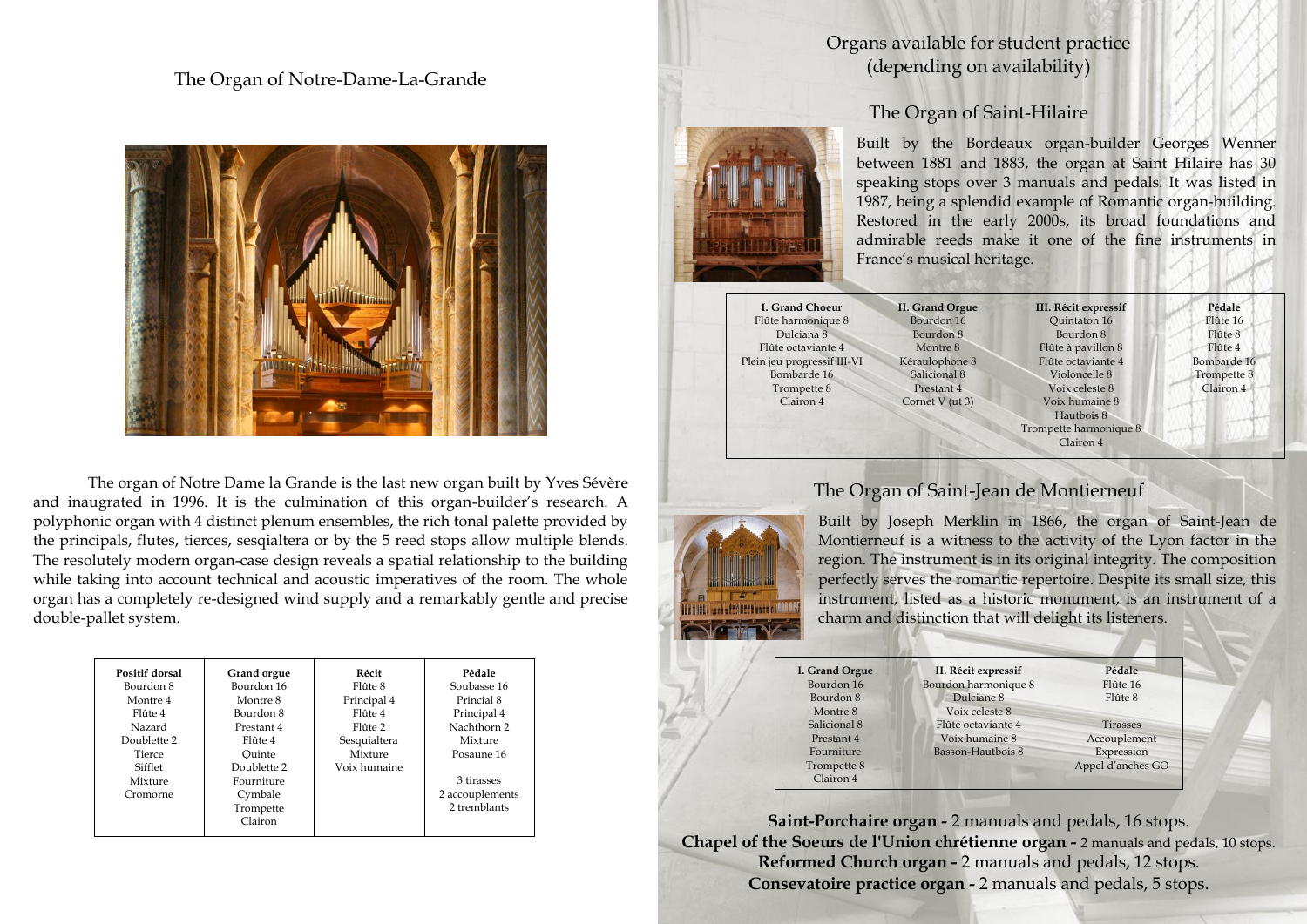# The Organ of Notre-Dame-La-Grande

The organ of Notre Dame la Grande is the last new organ built by Yves Sévère and inaugurated in 1996. It is the culmination of this organ-builder's research. A polyphonic organ with 4 distinct plenum ensembles, the rich tonal palette provided by the principals, flutes, tierces, sesqialtera or by the 5 reed stops allow multiple blends. The resolutely modern organ-case design reveals a spatial relationship to the building while taking into account technical and acoustic imperatives of the room. The whole organ has a completely re-designed wind supply and a remarkably gentle and precise double-pallet system.

| Positif dorsal | Grand orgue | Récit | Pédale |
|---|---|---|---|
| Bourdon 8 | Bourdon 16 | Flûte 8 | Soubasse 16 |
| Montre 4 | Montre 8 | Principal 4 | Princial 8 |
| Flûte 4 | Bourdon 8 | Flûte 4 | Principal 4 |
| Nazard | Prestant 4 | Flûte 2 | Nachthorn 2 |
| Doublette 2 | Flûte 4 | Sesquialtera | Mixture |
| Tierce | Quinte | Mixture | Posaune 16 |
| Sifflet | Doublette 2 | Voix humaine | |
| Mixture | Fourniture | | 3 tirasses |
| Cromorne | Cymbale | | 2 accouplements |
| | Trompette | | 2 tremblants |
| | Clairon | | |

## Organs available for student practice (depending on availability)

### The Organ of Saint-Hilaire

Built by the Bordeaux organ-builder Georges Wenner between 1881 and 1883, the organ at Saint Hilaire has 30 speaking stops over 3 manuals and pedals. It was listed in 1987, being a splendid example of Romantic organ-building. Restored in the early 2000s, its broad foundations and admirable reeds make it one of the fine instruments in France's musical heritage.

| I. Grand Choeur | II. Grand Orgue | III. Récit expressif | Pédale |
|---|---|---|---|
| Flûte harmonique 8 | Bourdon 16 | Quintaton 16 | Flûte 16 |
| Dulciana 8 | Bourdon 8 | Bourdon 8 | Flûte 8 |
| Flûte octaviante 4 | Montre 8 | Flûte à pavillon 8 | Flûte 4 |
| Plein jeu progressif III-VI | Kéraulophone 8 | Flûte octaviante 4 | Bombarde 16 |
| Bombarde 16 | Salicional 8 | Violoncelle 8 | Trompette 8 |
| Trompette 8 | Prestant 4 | Voix celeste 8 | Clairon 4 |
| Clairon 4 | Cornet V (ut 3) | Voix humaine 8 | |
| | | Hautbois 8 | |
| | | Trompette harmonique 8 | |
| | | Clairon 4 | |

### The Organ of Saint-Jean de Montierneuf

Built by Joseph Merklin in 1866, the organ of Saint-Jean de Montierneuf is a witness to the activity of the Lyon factor in the region. The instrument is in its original integrity. The composition perfectly serves the romantic repertoire. Despite its small size, this instrument, listed as a historic monument, is an instrument of a charm and distinction that will delight its listeners.

| I. Grand Orgue | II. Récit expressif | Pédale |
|---|---|---|
| Bourdon 16 | Bourdon harmonique 8 | Flûte 16 |
| Bourdon 8 | Dulciane 8 | Flûte 8 |
| Montre 8 | Voix celeste 8 | |
| Salicional 8 | Flûte octaviante 4 | Tirasses |
| Prestant 4 | Voix humaine 8 | Accouplement |
| Fourniture | Basson-Hautbois 8 | Expression |
| Trompette 8 | | Appel d'anches GO |
| Clairon 4 | | |

**Saint-Porchaire organ -** 2 manuals and pedals, 16 stops.
**Chapel of the Soeurs de l'Union chrétienne organ -** 2 manuals and pedals, 10 stops.
**Reformed Church organ -** 2 manuals and pedals, 12 stops.
**Consevatoire practice organ -** 2 manuals and pedals, 5 stops.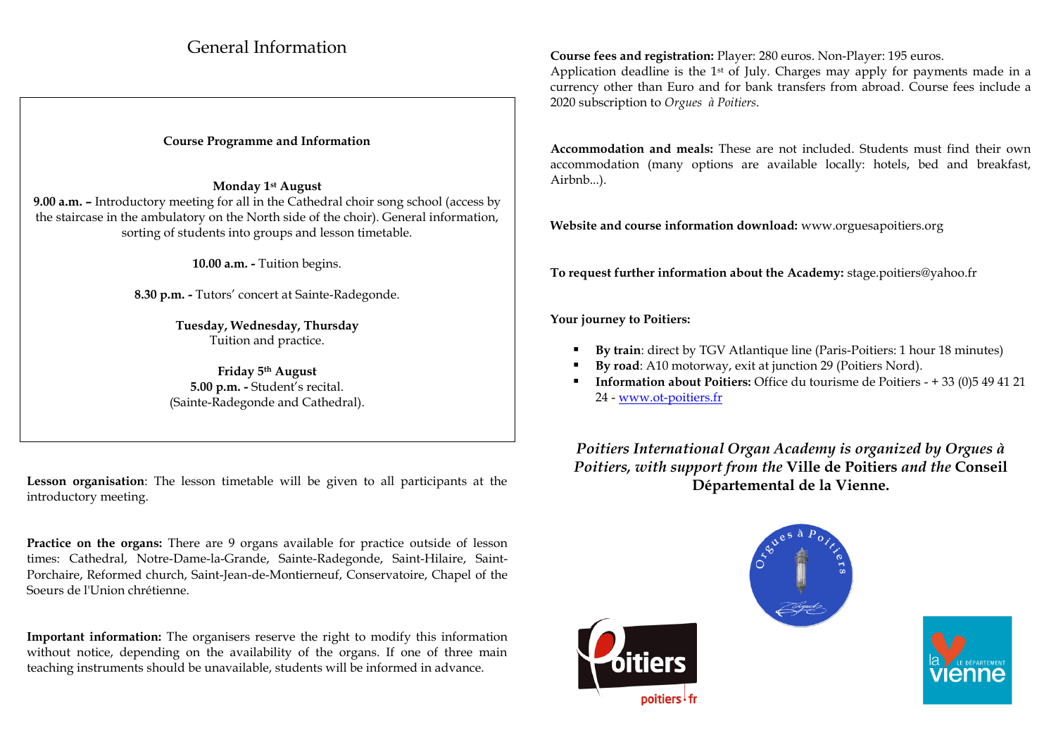# General Information

**Course Programme and Information**

**Monday 1st August**

**9.00 a.m. –** Introductory meeting for all in the Cathedral choir song school (access by the staircase in the ambulatory on the North side of the choir). General information, sorting of students into groups and lesson timetable.

**10.00 a.m. -** Tuition begins.

**8.30 p.m. -** Tutors' concert at Sainte-Radegonde.

**Tuesday, Wednesday, Thursday**
Tuition and practice.

**Friday 5th August**
**5.00 p.m. -** Student's recital.
(Sainte-Radegonde and Cathedral).

**Lesson organisation**: The lesson timetable will be given to all participants at the introductory meeting.

**Practice on the organs:** There are 9 organs available for practice outside of lesson times: Cathedral, Notre-Dame-la-Grande, Sainte-Radegonde, Saint-Hilaire, Saint-Porchaire, Reformed church, Saint-Jean-de-Montierneuf, Conservatoire, Chapel of the Soeurs de l'Union chrétienne.

**Important information:** The organisers reserve the right to modify this information without notice, depending on the availability of the organs. If one of three main teaching instruments should be unavailable, students will be informed in advance.

**Course fees and registration:** Player: 280 euros. Non-Player: 195 euros.
Application deadline is the 1st of July. Charges may apply for payments made in a currency other than Euro and for bank transfers from abroad. Course fees include a 2020 subscription to *Orgues à Poitiers*.

**Accommodation and meals:** These are not included. Students must find their own accommodation (many options are available locally: hotels, bed and breakfast, Airbnb...).

**Website and course information download:** www.orguesapoitiers.org

**To request further information about the Academy:** stage.poitiers@yahoo.fr

**Your journey to Poitiers:**

- **By train**: direct by TGV Atlantique line (Paris-Poitiers: 1 hour 18 minutes)
- **By road**: A10 motorway, exit at junction 29 (Poitiers Nord).
- **Information about Poitiers:** Office du tourisme de Poitiers - + 33 (0)5 49 41 21 24 - www.ot-poitiers.fr

***Poitiers International Organ Academy is organized by Orgues à Poitiers, with support from the* Ville de Poitiers *and the* Conseil Départemental de la Vienne.**